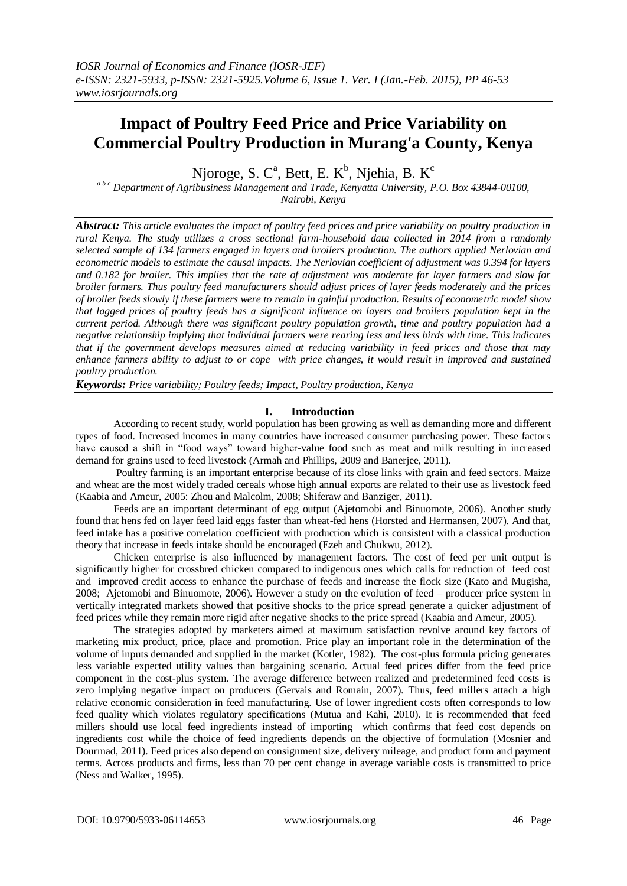# Impact of Poultry Feed Price and Price Variability on Commercial Poultry Production in Murang'a County, Kenya

Njoroge, S. C[a], Bett, E. K[b], Njehia, B. K[c]

[a b c] *Department of Agribusiness Management and Trade, Kenyatta University, P.O. Box 43844-00100, Nairobi, Kenya*

***Abstract:*** *This article evaluates the impact of poultry feed prices and price variability on poultry production in rural Kenya. The study utilizes a cross sectional farm-household data collected in 2014 from a randomly selected sample of 134 farmers engaged in layers and broilers production. The authors applied Nerlovian and econometric models to estimate the causal impacts. The Nerlovian coefficient of adjustment was 0.394 for layers and 0.182 for broiler. This implies that the rate of adjustment was moderate for layer farmers and slow for broiler farmers. Thus poultry feed manufacturers should adjust prices of layer feeds moderately and the prices of broiler feeds slowly if these farmers were to remain in gainful production. Results of econometric model show that lagged prices of poultry feeds has a significant influence on layers and broilers population kept in the current period. Although there was significant poultry population growth, time and poultry population had a negative relationship implying that individual farmers were rearing less and less birds with time. This indicates that if the government develops measures aimed at reducing variability in feed prices and those that may enhance farmers ability to adjust to or cope with price changes, it would result in improved and sustained poultry production.*

***Keywords:*** *Price variability; Poultry feeds; Impact, Poultry production, Kenya*

## I. Introduction

According to recent study, world population has been growing as well as demanding more and different types of food. Increased incomes in many countries have increased consumer purchasing power. These factors have caused a shift in "food ways" toward higher-value food such as meat and milk resulting in increased demand for grains used to feed livestock (Armah and Phillips, 2009 and Banerjee, 2011).

Poultry farming is an important enterprise because of its close links with grain and feed sectors. Maize and wheat are the most widely traded cereals whose high annual exports are related to their use as livestock feed (Kaabia and Ameur, 2005: Zhou and Malcolm, 2008; Shiferaw and Banziger, 2011).

Feeds are an important determinant of egg output (Ajetomobi and Binuomote, 2006). Another study found that hens fed on layer feed laid eggs faster than wheat-fed hens (Horsted and Hermansen, 2007). And that, feed intake has a positive correlation coefficient with production which is consistent with a classical production theory that increase in feeds intake should be encouraged (Ezeh and Chukwu, 2012).

Chicken enterprise is also influenced by management factors. The cost of feed per unit output is significantly higher for crossbred chicken compared to indigenous ones which calls for reduction of feed cost and improved credit access to enhance the purchase of feeds and increase the flock size (Kato and Mugisha, 2008; Ajetomobi and Binuomote, 2006). However a study on the evolution of feed – producer price system in vertically integrated markets showed that positive shocks to the price spread generate a quicker adjustment of feed prices while they remain more rigid after negative shocks to the price spread (Kaabia and Ameur, 2005).

The strategies adopted by marketers aimed at maximum satisfaction revolve around key factors of marketing mix product, price, place and promotion. Price play an important role in the determination of the volume of inputs demanded and supplied in the market (Kotler, 1982). The cost-plus formula pricing generates less variable expected utility values than bargaining scenario. Actual feed prices differ from the feed price component in the cost-plus system. The average difference between realized and predetermined feed costs is zero implying negative impact on producers (Gervais and Romain, 2007). Thus, feed millers attach a high relative economic consideration in feed manufacturing. Use of lower ingredient costs often corresponds to low feed quality which violates regulatory specifications (Mutua and Kahi, 2010). It is recommended that feed millers should use local feed ingredients instead of importing which confirms that feed cost depends on ingredients cost while the choice of feed ingredients depends on the objective of formulation (Mosnier and Dourmad, 2011). Feed prices also depend on consignment size, delivery mileage, and product form and payment terms. Across products and firms, less than 70 per cent change in average variable costs is transmitted to price (Ness and Walker, 1995).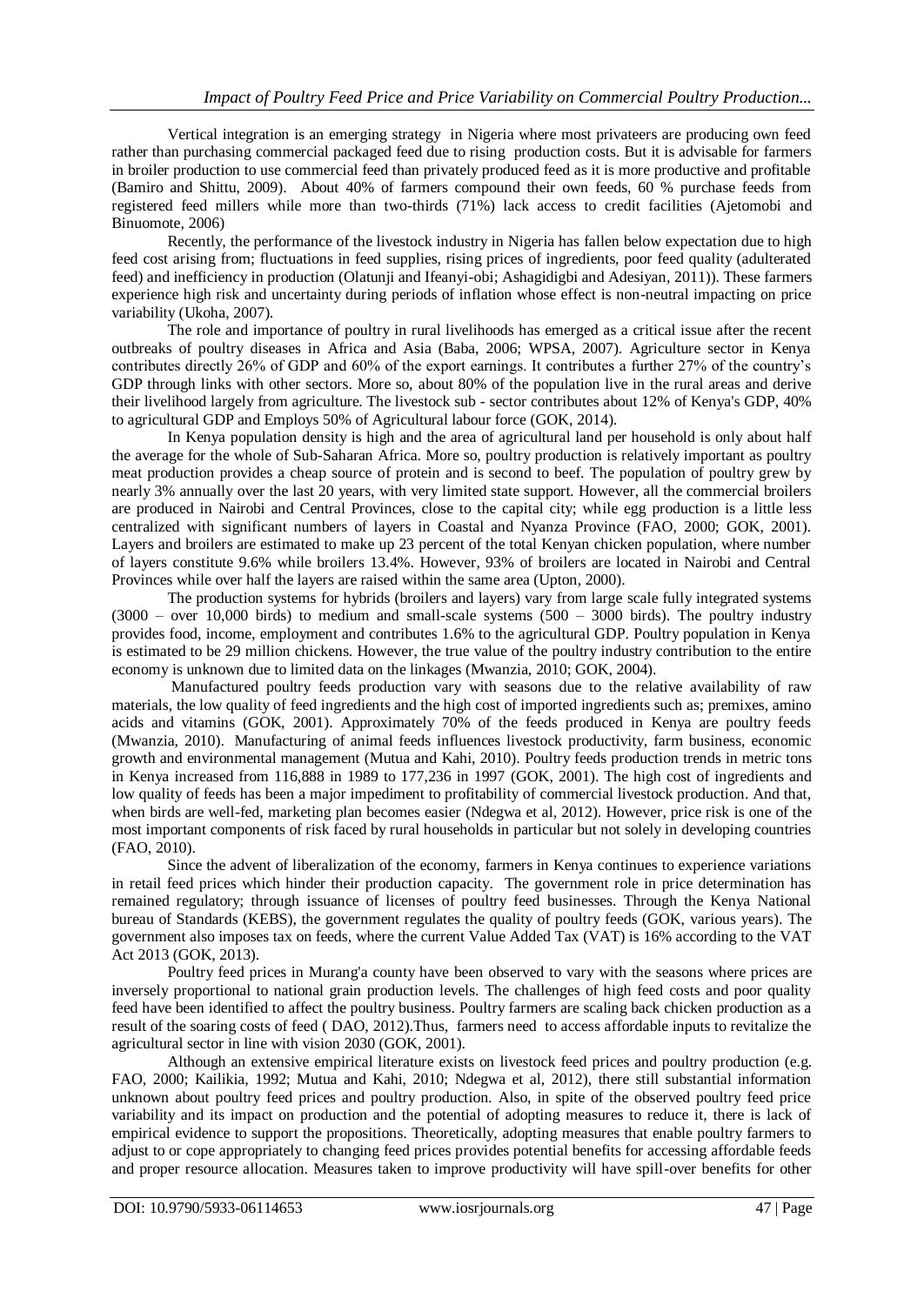Vertical integration is an emerging strategy in Nigeria where most privateers are producing own feed rather than purchasing commercial packaged feed due to rising production costs. But it is advisable for farmers in broiler production to use commercial feed than privately produced feed as it is more productive and profitable (Bamiro and Shittu, 2009). About 40% of farmers compound their own feeds, 60 % purchase feeds from registered feed millers while more than two-thirds (71%) lack access to credit facilities (Ajetomobi and Binuomote, 2006)

Recently, the performance of the livestock industry in Nigeria has fallen below expectation due to high feed cost arising from; fluctuations in feed supplies, rising prices of ingredients, poor feed quality (adulterated feed) and inefficiency in production (Olatunji and Ifeanyi-obi; Ashagidigbi and Adesiyan, 2011)). These farmers experience high risk and uncertainty during periods of inflation whose effect is non-neutral impacting on price variability (Ukoha, 2007).

The role and importance of poultry in rural livelihoods has emerged as a critical issue after the recent outbreaks of poultry diseases in Africa and Asia (Baba, 2006; WPSA, 2007). Agriculture sector in Kenya contributes directly 26% of GDP and 60% of the export earnings. It contributes a further 27% of the country's GDP through links with other sectors. More so, about 80% of the population live in the rural areas and derive their livelihood largely from agriculture. The livestock sub - sector contributes about 12% of Kenya's GDP, 40% to agricultural GDP and Employs 50% of Agricultural labour force (GOK, 2014).

In Kenya population density is high and the area of agricultural land per household is only about half the average for the whole of Sub-Saharan Africa. More so, poultry production is relatively important as poultry meat production provides a cheap source of protein and is second to beef. The population of poultry grew by nearly 3% annually over the last 20 years, with very limited state support. However, all the commercial broilers are produced in Nairobi and Central Provinces, close to the capital city; while egg production is a little less centralized with significant numbers of layers in Coastal and Nyanza Province (FAO, 2000; GOK, 2001). Layers and broilers are estimated to make up 23 percent of the total Kenyan chicken population, where number of layers constitute 9.6% while broilers 13.4%. However, 93% of broilers are located in Nairobi and Central Provinces while over half the layers are raised within the same area (Upton, 2000).

The production systems for hybrids (broilers and layers) vary from large scale fully integrated systems (3000 – over 10,000 birds) to medium and small-scale systems (500 – 3000 birds). The poultry industry provides food, income, employment and contributes 1.6% to the agricultural GDP. Poultry population in Kenya is estimated to be 29 million chickens. However, the true value of the poultry industry contribution to the entire economy is unknown due to limited data on the linkages (Mwanzia, 2010; GOK, 2004).

Manufactured poultry feeds production vary with seasons due to the relative availability of raw materials, the low quality of feed ingredients and the high cost of imported ingredients such as; premixes, amino acids and vitamins (GOK, 2001). Approximately 70% of the feeds produced in Kenya are poultry feeds (Mwanzia, 2010). Manufacturing of animal feeds influences livestock productivity, farm business, economic growth and environmental management (Mutua and Kahi, 2010). Poultry feeds production trends in metric tons in Kenya increased from 116,888 in 1989 to 177,236 in 1997 (GOK, 2001). The high cost of ingredients and low quality of feeds has been a major impediment to profitability of commercial livestock production. And that, when birds are well-fed, marketing plan becomes easier (Ndegwa et al, 2012). However, price risk is one of the most important components of risk faced by rural households in particular but not solely in developing countries (FAO, 2010).

Since the advent of liberalization of the economy, farmers in Kenya continues to experience variations in retail feed prices which hinder their production capacity. The government role in price determination has remained regulatory; through issuance of licenses of poultry feed businesses. Through the Kenya National bureau of Standards (KEBS), the government regulates the quality of poultry feeds (GOK, various years). The government also imposes tax on feeds, where the current Value Added Tax (VAT) is 16% according to the VAT Act 2013 (GOK, 2013).

Poultry feed prices in Murang'a county have been observed to vary with the seasons where prices are inversely proportional to national grain production levels. The challenges of high feed costs and poor quality feed have been identified to affect the poultry business. Poultry farmers are scaling back chicken production as a result of the soaring costs of feed ( DAO, 2012).Thus, farmers need to access affordable inputs to revitalize the agricultural sector in line with vision 2030 (GOK, 2001).

Although an extensive empirical literature exists on livestock feed prices and poultry production (e.g. FAO, 2000; Kailikia, 1992; Mutua and Kahi, 2010; Ndegwa et al, 2012), there still substantial information unknown about poultry feed prices and poultry production. Also, in spite of the observed poultry feed price variability and its impact on production and the potential of adopting measures to reduce it, there is lack of empirical evidence to support the propositions. Theoretically, adopting measures that enable poultry farmers to adjust to or cope appropriately to changing feed prices provides potential benefits for accessing affordable feeds and proper resource allocation. Measures taken to improve productivity will have spill-over benefits for other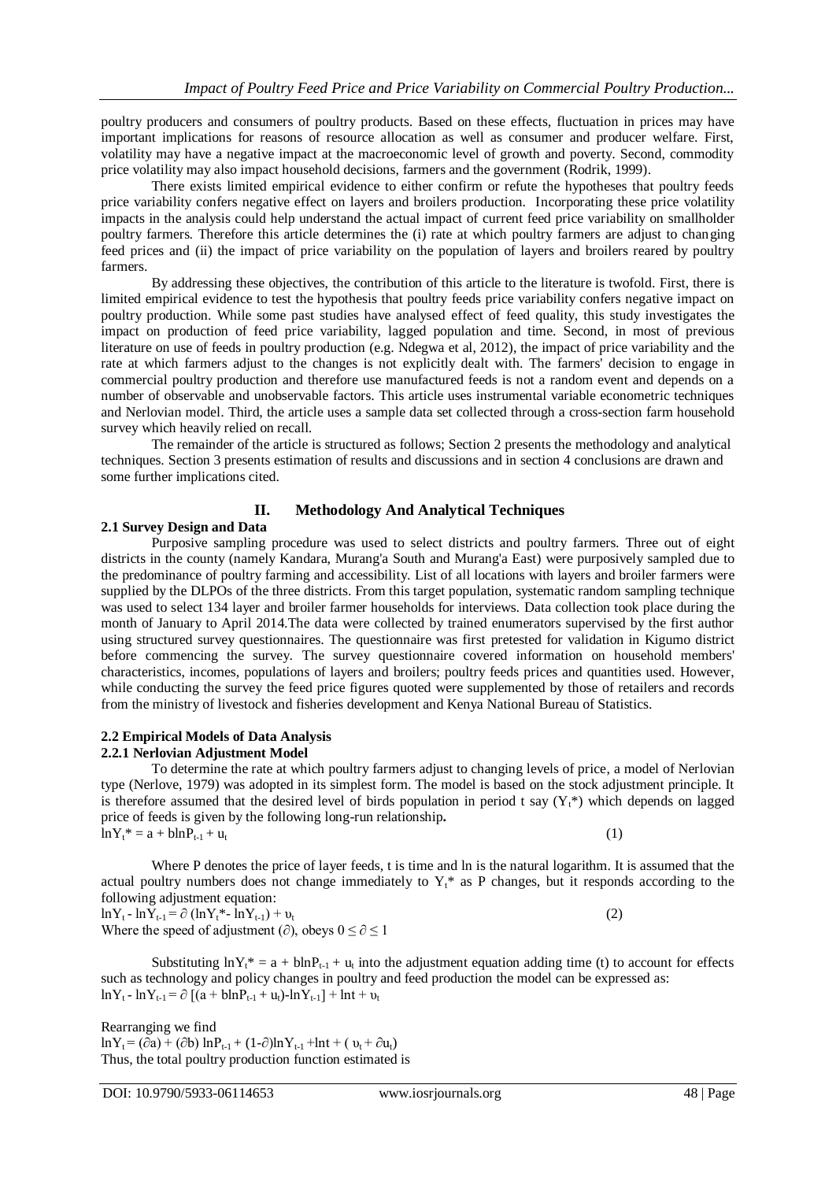poultry producers and consumers of poultry products. Based on these effects, fluctuation in prices may have important implications for reasons of resource allocation as well as consumer and producer welfare. First, volatility may have a negative impact at the macroeconomic level of growth and poverty. Second, commodity price volatility may also impact household decisions, farmers and the government (Rodrik, 1999).

There exists limited empirical evidence to either confirm or refute the hypotheses that poultry feeds price variability confers negative effect on layers and broilers production. Incorporating these price volatility impacts in the analysis could help understand the actual impact of current feed price variability on smallholder poultry farmers. Therefore this article determines the (i) rate at which poultry farmers are adjust to changing feed prices and (ii) the impact of price variability on the population of layers and broilers reared by poultry farmers.

By addressing these objectives, the contribution of this article to the literature is twofold. First, there is limited empirical evidence to test the hypothesis that poultry feeds price variability confers negative impact on poultry production. While some past studies have analysed effect of feed quality, this study investigates the impact on production of feed price variability, lagged population and time. Second, in most of previous literature on use of feeds in poultry production (e.g. Ndegwa et al, 2012), the impact of price variability and the rate at which farmers adjust to the changes is not explicitly dealt with. The farmers' decision to engage in commercial poultry production and therefore use manufactured feeds is not a random event and depends on a number of observable and unobservable factors. This article uses instrumental variable econometric techniques and Nerlovian model. Third, the article uses a sample data set collected through a cross-section farm household survey which heavily relied on recall.

The remainder of the article is structured as follows; Section 2 presents the methodology and analytical techniques. Section 3 presents estimation of results and discussions and in section 4 conclusions are drawn and some further implications cited.

## II. Methodology And Analytical Techniques

### 2.1 Survey Design and Data

Purposive sampling procedure was used to select districts and poultry farmers. Three out of eight districts in the county (namely Kandara, Murang'a South and Murang'a East) were purposively sampled due to the predominance of poultry farming and accessibility. List of all locations with layers and broiler farmers were supplied by the DLPOs of the three districts. From this target population, systematic random sampling technique was used to select 134 layer and broiler farmer households for interviews. Data collection took place during the month of January to April 2014.The data were collected by trained enumerators supervised by the first author using structured survey questionnaires. The questionnaire was first pretested for validation in Kigumo district before commencing the survey. The survey questionnaire covered information on household members' characteristics, incomes, populations of layers and broilers; poultry feeds prices and quantities used. However, while conducting the survey the feed price figures quoted were supplemented by those of retailers and records from the ministry of livestock and fisheries development and Kenya National Bureau of Statistics.

### 2.2 Empirical Models of Data Analysis

#### 2.2.1 Nerlovian Adjustment Model

To determine the rate at which poultry farmers adjust to changing levels of price, a model of Nerlovian type (Nerlove, 1979) was adopted in its simplest form. The model is based on the stock adjustment principle. It is therefore assumed that the desired level of birds population in period t say ($Y_t$*) which depends on lagged price of feeds is given by the following long-run relationship**.**

$$\ln Y_t^* = a + b\ln P_{t-1} + u_t \qquad (1)$$

Where P denotes the price of layer feeds, t is time and ln is the natural logarithm. It is assumed that the actual poultry numbers does not change immediately to $Y_t$* as P changes, but it responds according to the following adjustment equation:

$$\ln Y_t - \ln Y_{t-1} = \partial (\ln Y_t^* - \ln Y_{t-1}) + \upsilon_t \qquad (2)$$

Where the speed of adjustment ($\partial$), obeys $0 \leq \partial \leq 1$

Substituting $\ln Y_t^* = a + b\ln P_{t-1} + u_t$ into the adjustment equation adding time (t) to account for effects such as technology and policy changes in poultry and feed production the model can be expressed as:

$$\ln Y_t - \ln Y_{t-1} = \partial [(a + b\ln P_{t-1} + u_t) - \ln Y_{t-1}] + \ln t + \upsilon_t$$

Rearranging we find

$$\ln Y_t = (\partial a) + (\partial b) \ln P_{t-1} + (1-\partial)\ln Y_{t-1} + \ln t + (\upsilon_t + \partial u_t)$$

Thus, the total poultry production function estimated is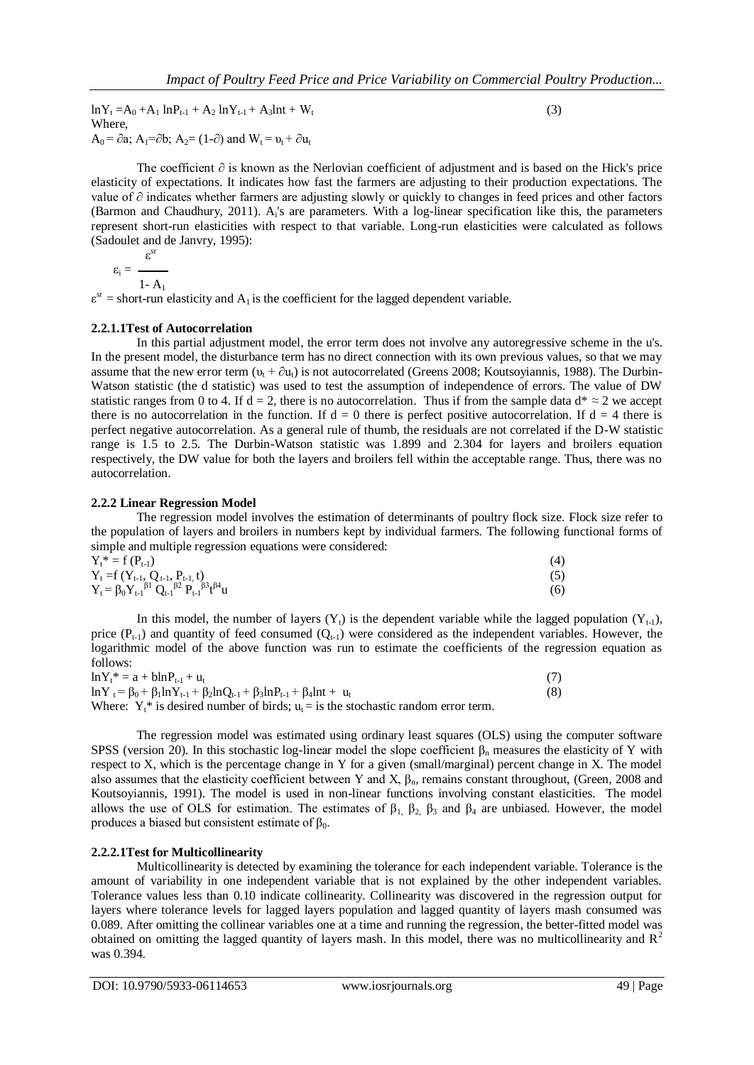$$\ln Y_t = A_0 + A_1 \ln P_{t-1} + A_2 \ln Y_{t-1} + A_3 \ln t + W_t \quad (3)$$

Where,

$A_0 = \partial a$; $A_1 = \partial b$; $A_2 = (1-\partial)$ and $W_t = \upsilon_t + \partial u_t$

The coefficient $\partial$ is known as the Nerlovian coefficient of adjustment and is based on the Hick's price elasticity of expectations. It indicates how fast the farmers are adjusting to their production expectations. The value of $\partial$ indicates whether farmers are adjusting slowly or quickly to changes in feed prices and other factors (Barmon and Chaudhury, 2011). $A_i$'s are parameters. With a log-linear specification like this, the parameters represent short-run elasticities with respect to that variable. Long-run elasticities were calculated as follows (Sadoulet and de Janvry, 1995):

$$\varepsilon_i = \frac{\varepsilon^{sr}}{1 - A_1}$$

$\varepsilon^{sr}$ = short-run elasticity and $A_1$ is the coefficient for the lagged dependent variable.

#### 2.2.1.1Test of Autocorrelation

In this partial adjustment model, the error term does not involve any autoregressive scheme in the u's. In the present model, the disturbance term has no direct connection with its own previous values, so that we may assume that the new error term ($\upsilon_t + \partial u_t$) is not autocorrelated (Greens 2008; Koutsoyiannis, 1988). The Durbin-Watson statistic (the d statistic) was used to test the assumption of independence of errors. The value of DW statistic ranges from 0 to 4. If $d = 2$, there is no autocorrelation. Thus if from the sample data $d^* \approx 2$ we accept there is no autocorrelation in the function. If $d = 0$ there is perfect positive autocorrelation. If $d = 4$ there is perfect negative autocorrelation. As a general rule of thumb, the residuals are not correlated if the D-W statistic range is 1.5 to 2.5. The Durbin-Watson statistic was 1.899 and 2.304 for layers and broilers equation respectively, the DW value for both the layers and broilers fell within the acceptable range. Thus, there was no autocorrelation.

### 2.2.2 Linear Regression Model

The regression model involves the estimation of determinants of poultry flock size. Flock size refer to the population of layers and broilers in numbers kept by individual farmers. The following functional forms of simple and multiple regression equations were considered:

$$Y_t^* = f(P_{t-1}) \quad (4)$$

$$Y_t = f(Y_{t-1}, Q_{t-1}, P_{t-1}, t) \quad (5)$$

$$Y_t = \beta_0 Y_{t-1}^{\beta_1} Q_{t-1}^{\beta_2} P_{t-1}^{\beta_3} t^{\beta_4} u \quad (6)$$

In this model, the number of layers ($Y_t$) is the dependent variable while the lagged population ($Y_{t-1}$), price ($P_{t-1}$) and quantity of feed consumed ($Q_{t-1}$) were considered as the independent variables. However, the logarithmic model of the above function was run to estimate the coefficients of the regression equation as follows:

$$\ln Y_t^* = a + b \ln P_{t-1} + u_t \quad (7)$$

$$\ln Y_t = \beta_0 + \beta_1 \ln Y_{t-1} + \beta_2 \ln Q_{t-1} + \beta_3 \ln P_{t-1} + \beta_4 \ln t + u_t \quad (8)$$

Where: $Y_t^*$ is desired number of birds; $u_t$ = is the stochastic random error term.

The regression model was estimated using ordinary least squares (OLS) using the computer software SPSS (version 20). In this stochastic log-linear model the slope coefficient $\beta_n$ measures the elasticity of Y with respect to X, which is the percentage change in Y for a given (small/marginal) percent change in X. The model also assumes that the elasticity coefficient between Y and X, $\beta_n$, remains constant throughout, (Green, 2008 and Koutsoyiannis, 1991). The model is used in non-linear functions involving constant elasticities. The model allows the use of OLS for estimation. The estimates of $\beta_1$, $\beta_2$, $\beta_3$ and $\beta_4$ are unbiased. However, the model produces a biased but consistent estimate of $\beta_0$.

#### 2.2.2.1Test for Multicollinearity

Multicollinearity is detected by examining the tolerance for each independent variable. Tolerance is the amount of variability in one independent variable that is not explained by the other independent variables. Tolerance values less than 0.10 indicate collinearity. Collinearity was discovered in the regression output for layers where tolerance levels for lagged layers population and lagged quantity of layers mash consumed was 0.089. After omitting the collinear variables one at a time and running the regression, the better-fitted model was obtained on omitting the lagged quantity of layers mash. In this model, there was no multicollinearity and $R^2$ was 0.394.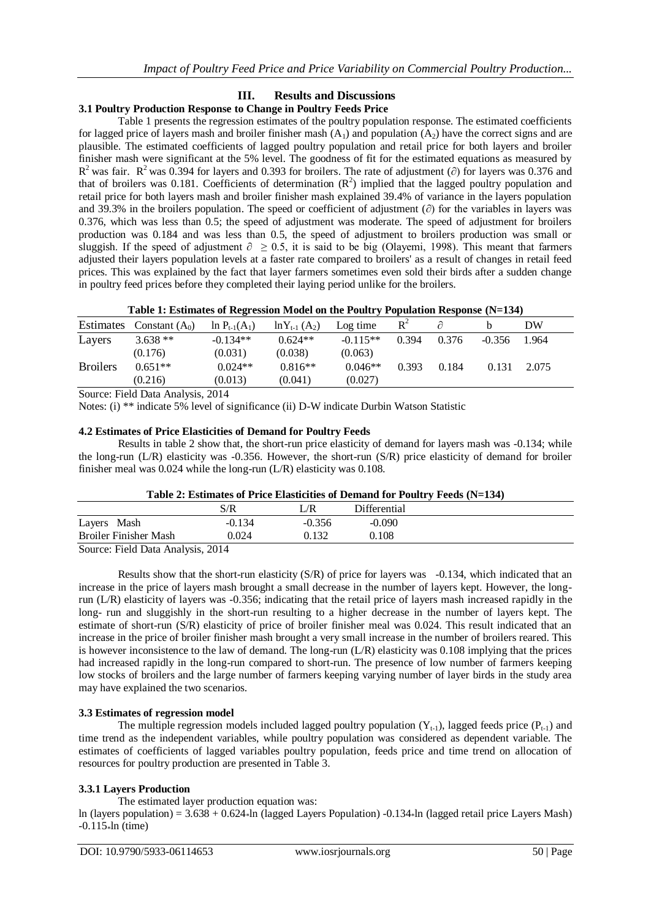## III. Results and Discussions

### 3.1 Poultry Production Response to Change in Poultry Feeds Price

Table 1 presents the regression estimates of the poultry population response. The estimated coefficients for lagged price of layers mash and broiler finisher mash ($A_1$) and population ($A_2$) have the correct signs and are plausible. The estimated coefficients of lagged poultry population and retail price for both layers and broiler finisher mash were significant at the 5% level. The goodness of fit for the estimated equations as measured by $R^2$ was fair. $R^2$ was 0.394 for layers and 0.393 for broilers. The rate of adjustment ($\partial$) for layers was 0.376 and that of broilers was 0.181. Coefficients of determination ($R^2$) implied that the lagged poultry population and retail price for both layers mash and broiler finisher mash explained 39.4% of variance in the layers population and 39.3% in the broilers population. The speed or coefficient of adjustment ($\partial$) for the variables in layers was 0.376, which was less than 0.5; the speed of adjustment was moderate. The speed of adjustment for broilers production was 0.184 and was less than 0.5, the speed of adjustment to broilers production was small or sluggish. If the speed of adjustment $\partial \geq 0.5$, it is said to be big (Olayemi, 1998). This meant that farmers adjusted their layers population levels at a faster rate compared to broilers' as a result of changes in retail feed prices. This was explained by the fact that layer farmers sometimes even sold their birds after a sudden change in poultry feed prices before they completed their laying period unlike for the broilers.

**Table 1: Estimates of Regression Model on the Poultry Population Response (N=134)**

| Estimates | Constant ($A_0$) | $\ln P_{t-1}(A_1)$ | $\ln Y_{t-1}(A_2)$ | Log time | $R^2$ | $\partial$ | b | DW |
|---|---|---|---|---|---|---|---|---|
| Layers | 3.638 ** | -0.134** | 0.624** | -0.115** | 0.394 | 0.376 | -0.356 | 1.964 |
| | (0.176) | (0.031) | (0.038) | (0.063) | | | | |
| Broilers | 0.651** | 0.024** | 0.816** | 0.046** | 0.393 | 0.184 | 0.131 | 2.075 |
| | (0.216) | (0.013) | (0.041) | (0.027) | | | | |

Source: Field Data Analysis, 2014

Notes: (i) ** indicate 5% level of significance (ii) D-W indicate Durbin Watson Statistic

### 4.2 Estimates of Price Elasticities of Demand for Poultry Feeds

Results in table 2 show that, the short-run price elasticity of demand for layers mash was -0.134; while the long-run (L/R) elasticity was -0.356. However, the short-run (S/R) price elasticity of demand for broiler finisher meal was 0.024 while the long-run (L/R) elasticity was 0.108.

**Table 2: Estimates of Price Elasticities of Demand for Poultry Feeds (N=134)**

| | S/R | L/R | Differential |
|---|---|---|---|
| Layers Mash | -0.134 | -0.356 | -0.090 |
| Broiler Finisher Mash | 0.024 | 0.132 | 0.108 |

Source: Field Data Analysis, 2014

Results show that the short-run elasticity (S/R) of price for layers was -0.134, which indicated that an increase in the price of layers mash brought a small decrease in the number of layers kept. However, the long-run (L/R) elasticity of layers was -0.356; indicating that the retail price of layers mash increased rapidly in the long- run and sluggishly in the short-run resulting to a higher decrease in the number of layers kept. The estimate of short-run (S/R) elasticity of price of broiler finisher meal was 0.024. This result indicated that an increase in the price of broiler finisher mash brought a very small increase in the number of broilers reared. This is however inconsistence to the law of demand. The long-run (L/R) elasticity was 0.108 implying that the prices had increased rapidly in the long-run compared to short-run. The presence of low number of farmers keeping low stocks of broilers and the large number of farmers keeping varying number of layer birds in the study area may have explained the two scenarios.

### 3.3 Estimates of regression model

The multiple regression models included lagged poultry population ($Y_{t-1}$), lagged feeds price ($P_{t-1}$) and time trend as the independent variables, while poultry population was considered as dependent variable. The estimates of coefficients of lagged variables poultry population, feeds price and time trend on allocation of resources for poultry production are presented in Table 3.

#### 3.3.1 Layers Production

The estimated layer production equation was:

ln (layers population) = 3.638 + 0.624*ln (lagged Layers Population) -0.134*ln (lagged retail price Layers Mash) -0.115*ln (time)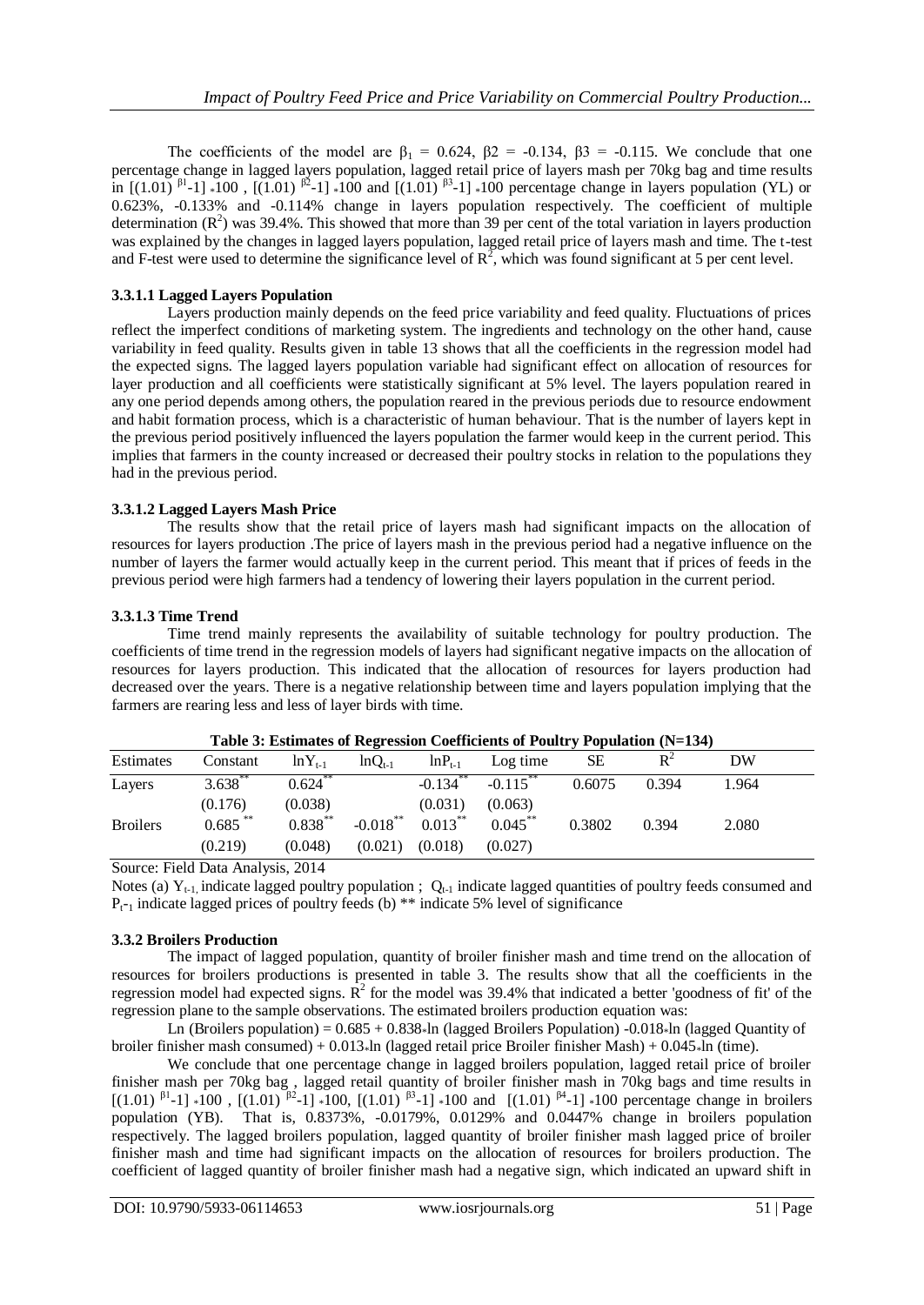The coefficients of the model are $\beta_1$ = 0.624, $\beta 2$ = -0.134, $\beta 3$ = -0.115. We conclude that one percentage change in lagged layers population, lagged retail price of layers mash per 70kg bag and time results in $[(1.01)^{\beta 1}-1]*100$ , $[(1.01)^{\beta 2}-1]*100$ and $[(1.01)^{\beta 3}-1]*100$ percentage change in layers population (YL) or 0.623%, -0.133% and -0.114% change in layers population respectively. The coefficient of multiple determination ($R^2$) was 39.4%. This showed that more than 39 per cent of the total variation in layers production was explained by the changes in lagged layers population, lagged retail price of layers mash and time. The t-test and F-test were used to determine the significance level of $R^2$, which was found significant at 5 per cent level.

#### 3.3.1.1 Lagged Layers Population

Layers production mainly depends on the feed price variability and feed quality. Fluctuations of prices reflect the imperfect conditions of marketing system. The ingredients and technology on the other hand, cause variability in feed quality. Results given in table 13 shows that all the coefficients in the regression model had the expected signs. The lagged layers population variable had significant effect on allocation of resources for layer production and all coefficients were statistically significant at 5% level. The layers population reared in any one period depends among others, the population reared in the previous periods due to resource endowment and habit formation process, which is a characteristic of human behaviour. That is the number of layers kept in the previous period positively influenced the layers population the farmer would keep in the current period. This implies that farmers in the county increased or decreased their poultry stocks in relation to the populations they had in the previous period.

#### 3.3.1.2 Lagged Layers Mash Price

The results show that the retail price of layers mash had significant impacts on the allocation of resources for layers production .The price of layers mash in the previous period had a negative influence on the number of layers the farmer would actually keep in the current period. This meant that if prices of feeds in the previous period were high farmers had a tendency of lowering their layers population in the current period.

#### 3.3.1.3 Time Trend

Time trend mainly represents the availability of suitable technology for poultry production. The coefficients of time trend in the regression models of layers had significant negative impacts on the allocation of resources for layers production. This indicated that the allocation of resources for layers production had decreased over the years. There is a negative relationship between time and layers population implying that the farmers are rearing less and less of layer birds with time.

**Table 3: Estimates of Regression Coefficients of Poultry Population (N=134)**

| Estimates | Constant | $\ln Y_{t-1}$ | $\ln Q_{t-1}$ | $\ln P_{t-1}$ | Log time | SE | $R^2$ | DW |
|---|---|---|---|---|---|---|---|---|
| Layers | $3.638^{**}$ | $0.624^{**}$ | | $-0.134^{**}$ | $-0.115^{**}$ | 0.6075 | 0.394 | 1.964 |
| | (0.176) | (0.038) | | (0.031) | (0.063) | | | |
| Broilers | $0.685^{**}$ | $0.838^{**}$ | $-0.018^{**}$ | $0.013^{**}$ | $0.045^{**}$ | 0.3802 | 0.394 | 2.080 |
| | (0.219) | (0.048) | (0.021) | (0.018) | (0.027) | | | |

Source: Field Data Analysis, 2014

Notes (a) $Y_{t-1}$ indicate lagged poultry population ; $Q_{t-1}$ indicate lagged quantities of poultry feeds consumed and $P_{t-1}$ indicate lagged prices of poultry feeds (b) ** indicate 5% level of significance

#### 3.3.2 Broilers Production

The impact of lagged population, quantity of broiler finisher mash and time trend on the allocation of resources for broilers productions is presented in table 3. The results show that all the coefficients in the regression model had expected signs. $R^2$ for the model was 39.4% that indicated a better 'goodness of fit' of the regression plane to the sample observations. The estimated broilers production equation was:

Ln (Broilers population) = 0.685 + 0.838*ln (lagged Broilers Population) -0.018*ln (lagged Quantity of broiler finisher mash consumed) + 0.013*ln (lagged retail price Broiler finisher Mash) + 0.045*ln (time).

We conclude that one percentage change in lagged broilers population, lagged retail price of broiler finisher mash per 70kg bag , lagged retail quantity of broiler finisher mash in 70kg bags and time results in $[(1.01)^{\beta 1}-1]*100$ , $[(1.01)^{\beta 2}-1]*100$, $[(1.01)^{\beta 3}-1]*100$ and $[(1.01)^{\beta 4}-1]*100$ percentage change in broilers population (YB). That is, 0.8373%, -0.0179%, 0.0129% and 0.0447% change in broilers population respectively. The lagged broilers population, lagged quantity of broiler finisher mash lagged price of broiler finisher mash and time had significant impacts on the allocation of resources for broilers production. The coefficient of lagged quantity of broiler finisher mash had a negative sign, which indicated an upward shift in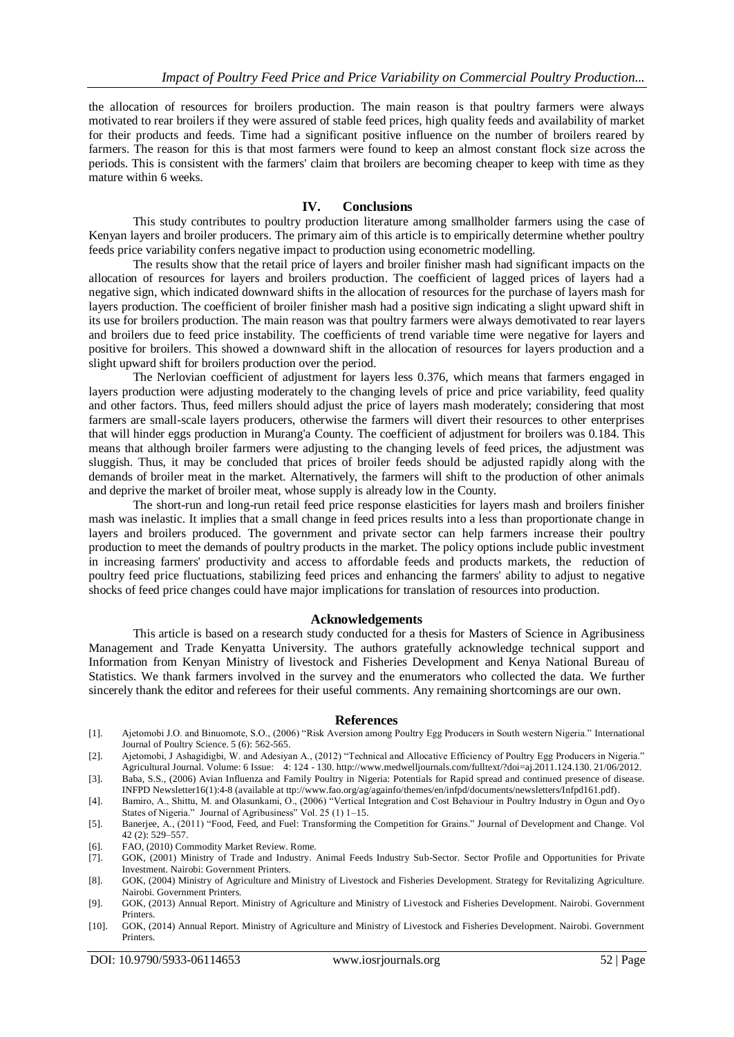the allocation of resources for broilers production. The main reason is that poultry farmers were always motivated to rear broilers if they were assured of stable feed prices, high quality feeds and availability of market for their products and feeds. Time had a significant positive influence on the number of broilers reared by farmers. The reason for this is that most farmers were found to keep an almost constant flock size across the periods. This is consistent with the farmers' claim that broilers are becoming cheaper to keep with time as they mature within 6 weeks.

## IV. Conclusions

This study contributes to poultry production literature among smallholder farmers using the case of Kenyan layers and broiler producers. The primary aim of this article is to empirically determine whether poultry feeds price variability confers negative impact to production using econometric modelling.

The results show that the retail price of layers and broiler finisher mash had significant impacts on the allocation of resources for layers and broilers production. The coefficient of lagged prices of layers had a negative sign, which indicated downward shifts in the allocation of resources for the purchase of layers mash for layers production. The coefficient of broiler finisher mash had a positive sign indicating a slight upward shift in its use for broilers production. The main reason was that poultry farmers were always demotivated to rear layers and broilers due to feed price instability. The coefficients of trend variable time were negative for layers and positive for broilers. This showed a downward shift in the allocation of resources for layers production and a slight upward shift for broilers production over the period.

The Nerlovian coefficient of adjustment for layers less 0.376, which means that farmers engaged in layers production were adjusting moderately to the changing levels of price and price variability, feed quality and other factors. Thus, feed millers should adjust the price of layers mash moderately; considering that most farmers are small-scale layers producers, otherwise the farmers will divert their resources to other enterprises that will hinder eggs production in Murang'a County. The coefficient of adjustment for broilers was 0.184. This means that although broiler farmers were adjusting to the changing levels of feed prices, the adjustment was sluggish. Thus, it may be concluded that prices of broiler feeds should be adjusted rapidly along with the demands of broiler meat in the market. Alternatively, the farmers will shift to the production of other animals and deprive the market of broiler meat, whose supply is already low in the County.

The short-run and long-run retail feed price response elasticities for layers mash and broilers finisher mash was inelastic. It implies that a small change in feed prices results into a less than proportionate change in layers and broilers produced. The government and private sector can help farmers increase their poultry production to meet the demands of poultry products in the market. The policy options include public investment in increasing farmers' productivity and access to affordable feeds and products markets, the reduction of poultry feed price fluctuations, stabilizing feed prices and enhancing the farmers' ability to adjust to negative shocks of feed price changes could have major implications for translation of resources into production.

## Acknowledgements

This article is based on a research study conducted for a thesis for Masters of Science in Agribusiness Management and Trade Kenyatta University. The authors gratefully acknowledge technical support and Information from Kenyan Ministry of livestock and Fisheries Development and Kenya National Bureau of Statistics. We thank farmers involved in the survey and the enumerators who collected the data. We further sincerely thank the editor and referees for their useful comments. Any remaining shortcomings are our own.

## References

[1]. Ajetomobi J.O. and Binuomote, S.O., (2006) "Risk Aversion among Poultry Egg Producers in South western Nigeria." International Journal of Poultry Science. 5 (6): 562-565.

[2]. Ajetomobi, J Ashagidigbi, W. and Adesiyan A., (2012) "Technical and Allocative Efficiency of Poultry Egg Producers in Nigeria." Agricultural Journal. Volume: 6 Issue: 4: 124 - 130. http://www.medwelljournals.com/fulltext/?doi=aj.2011.124.130. 21/06/2012.

[3]. Baba, S.S., (2006) Avian Influenza and Family Poultry in Nigeria: Potentials for Rapid spread and continued presence of disease. INFPD Newsletter16(1):4-8 (available at ttp://www.fao.org/ag/againfo/themes/en/infpd/documents/newsletters/Infpd161.pdf).

[4]. Bamiro, A., Shittu, M. and Olasunkami, O., (2006) "Vertical Integration and Cost Behaviour in Poultry Industry in Ogun and Oyo States of Nigeria." Journal of Agribusiness" Vol. 25 (1) 1–15.

[5]. Banerjee, A., (2011) "Food, Feed, and Fuel: Transforming the Competition for Grains." Journal of Development and Change. Vol 42 (2): 529–557.

[6]. FAO, (2010) Commodity Market Review. Rome.

[7]. GOK, (2001) Ministry of Trade and Industry. Animal Feeds Industry Sub-Sector. Sector Profile and Opportunities for Private Investment. Nairobi: Government Printers.

[8]. GOK, (2004) Ministry of Agriculture and Ministry of Livestock and Fisheries Development. Strategy for Revitalizing Agriculture. Nairobi. Government Printers.

[9]. GOK, (2013) Annual Report. Ministry of Agriculture and Ministry of Livestock and Fisheries Development. Nairobi. Government Printers.

[10]. GOK, (2014) Annual Report. Ministry of Agriculture and Ministry of Livestock and Fisheries Development. Nairobi. Government Printers.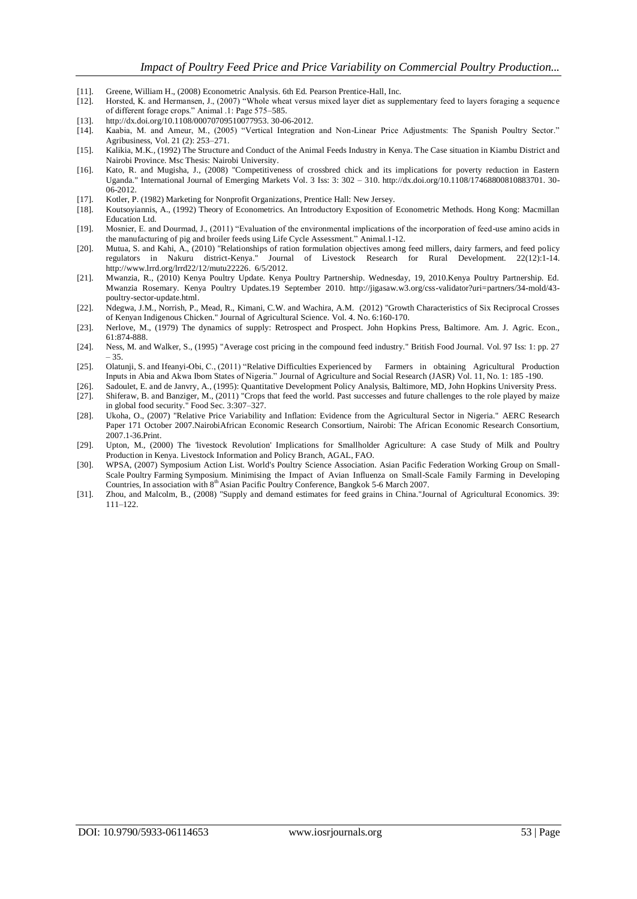[11]. Greene, William H., (2008) Econometric Analysis. 6th Ed. Pearson Prentice-Hall, Inc.

[12]. Horsted, K. and Hermansen, J., (2007) "Whole wheat versus mixed layer diet as supplementary feed to layers foraging a sequence of different forage crops." Animal .1: Page 575–585.

[13]. http://dx.doi.org/10.1108/00070709510077953. 30-06-2012.

[14]. Kaabia, M. and Ameur, M., (2005) "Vertical Integration and Non-Linear Price Adjustments: The Spanish Poultry Sector." Agribusiness, Vol. 21 (2): 253–271.

[15]. Kalikia, M.K., (1992) The Structure and Conduct of the Animal Feeds Industry in Kenya. The Case situation in Kiambu District and Nairobi Province. Msc Thesis: Nairobi University.

[16]. Kato, R. and Mugisha, J., (2008) "Competitiveness of crossbred chick and its implications for poverty reduction in Eastern Uganda." International Journal of Emerging Markets Vol. 3 Iss: 3: 302 – 310. http://dx.doi.org/10.1108/17468800810883701. 30-06-2012.

[17]. Kotler, P. (1982) Marketing for Nonprofit Organizations, Prentice Hall: New Jersey.

[18]. Koutsoyiannis, A., (1992) Theory of Econometrics. An Introductory Exposition of Econometric Methods. Hong Kong: Macmillan Education Ltd.

[19]. Mosnier, E. and Dourmad, J., (2011) "Evaluation of the environmental implications of the incorporation of feed-use amino acids in the manufacturing of pig and broiler feeds using Life Cycle Assessment." Animal.1-12.

[20]. Mutua, S. and Kahi, A., (2010) "Relationships of ration formulation objectives among feed millers, dairy farmers, and feed policy regulators in Nakuru district-Kenya." Journal of Livestock Research for Rural Development. 22(12):1-14. http://www.lrrd.org/lrrd22/12/mutu22226. 6/5/2012.

[21]. Mwanzia, R., (2010) Kenya Poultry Update. Kenya Poultry Partnership. Wednesday, 19, 2010.Kenya Poultry Partnership. Ed. Mwanzia Rosemary. Kenya Poultry Updates.19 September 2010. http://jigasaw.w3.org/css-validator?uri=partners/34-mold/43-poultry-sector-update.html.

[22]. Ndegwa, J.M., Norrish, P., Mead, R., Kimani, C.W. and Wachira, A.M. (2012) "Growth Characteristics of Six Reciprocal Crosses of Kenyan Indigenous Chicken." Journal of Agricultural Science. Vol. 4. No. 6:160-170.

[23]. Nerlove, M., (1979) The dynamics of supply: Retrospect and Prospect. John Hopkins Press, Baltimore. Am. J. Agric. Econ., 61:874-888.

[24]. Ness, M. and Walker, S., (1995) "Average cost pricing in the compound feed industry." British Food Journal. Vol. 97 Iss: 1: pp. 27 – 35.

[25]. Olatunji, S. and Ifeanyi-Obi, C., (2011) "Relative Difficulties Experienced by Farmers in obtaining Agricultural Production Inputs in Abia and Akwa Ibom States of Nigeria." Journal of Agriculture and Social Research (JASR) Vol. 11, No. 1: 185 -190.

[26]. Sadoulet, E. and de Janvry, A., (1995): Quantitative Development Policy Analysis, Baltimore, MD, John Hopkins University Press.

[27]. Shiferaw, B. and Banziger, M., (2011) "Crops that feed the world. Past successes and future challenges to the role played by maize in global food security." Food Sec. 3:307–327.

[28]. Ukoha, O., (2007) "Relative Price Variability and Inflation: Evidence from the Agricultural Sector in Nigeria." AERC Research Paper 171 October 2007.NairobiAfrican Economic Research Consortium, Nairobi: The African Economic Research Consortium, 2007.1-36.Print.

[29]. Upton, M., (2000) The 'livestock Revolution' Implications for Smallholder Agriculture: A case Study of Milk and Poultry Production in Kenya. Livestock Information and Policy Branch, AGAL, FAO.

[30]. WPSA, (2007) Symposium Action List. World's Poultry Science Association. Asian Pacific Federation Working Group on Small-Scale Poultry Farming Symposium. Minimising the Impact of Avian Influenza on Small-Scale Family Farming in Developing Countries, In association with 8th Asian Pacific Poultry Conference, Bangkok 5-6 March 2007.

[31]. Zhou, and Malcolm, B., (2008) "Supply and demand estimates for feed grains in China."Journal of Agricultural Economics. 39: 111–122.